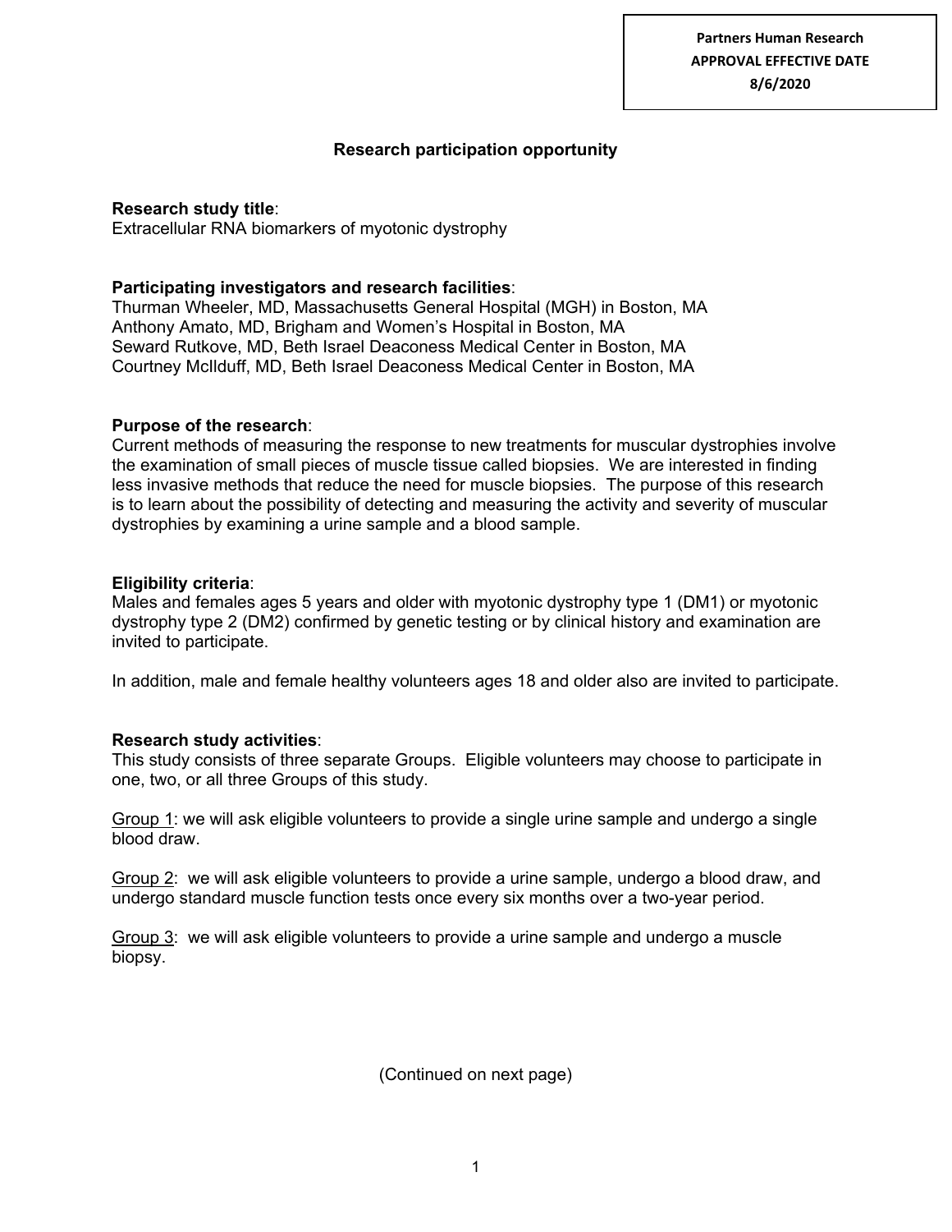Partners Human Research
APPROVAL EFFECTIVE DATE
8/6/2020

# Research participation opportunity

**Research study title**:
Extracellular RNA biomarkers of myotonic dystrophy

**Participating investigators and research facilities**:
Thurman Wheeler, MD, Massachusetts General Hospital (MGH) in Boston, MA
Anthony Amato, MD, Brigham and Women's Hospital in Boston, MA
Seward Rutkove, MD, Beth Israel Deaconess Medical Center in Boston, MA
Courtney McIlduff, MD, Beth Israel Deaconess Medical Center in Boston, MA

**Purpose of the research**:
Current methods of measuring the response to new treatments for muscular dystrophies involve the examination of small pieces of muscle tissue called biopsies. We are interested in finding less invasive methods that reduce the need for muscle biopsies. The purpose of this research is to learn about the possibility of detecting and measuring the activity and severity of muscular dystrophies by examining a urine sample and a blood sample.

**Eligibility criteria**:
Males and females ages 5 years and older with myotonic dystrophy type 1 (DM1) or myotonic dystrophy type 2 (DM2) confirmed by genetic testing or by clinical history and examination are invited to participate.

In addition, male and female healthy volunteers ages 18 and older also are invited to participate.

**Research study activities**:
This study consists of three separate Groups. Eligible volunteers may choose to participate in one, two, or all three Groups of this study.

Group 1: we will ask eligible volunteers to provide a single urine sample and undergo a single blood draw.

Group 2: we will ask eligible volunteers to provide a urine sample, undergo a blood draw, and undergo standard muscle function tests once every six months over a two-year period.

Group 3: we will ask eligible volunteers to provide a urine sample and undergo a muscle biopsy.

(Continued on next page)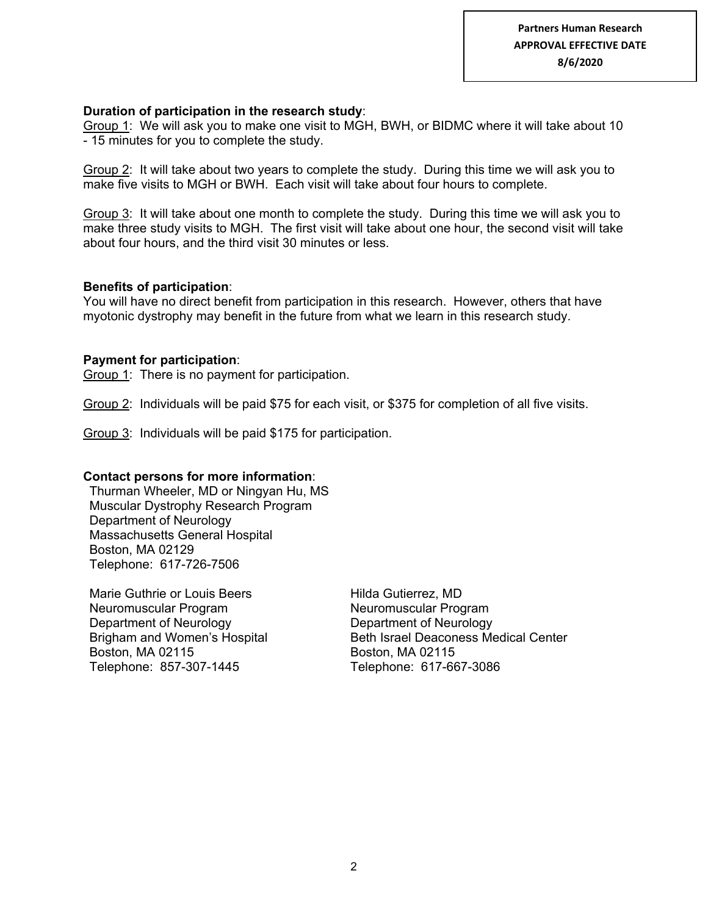**Duration of participation in the research study**:
Group 1: We will ask you to make one visit to MGH, BWH, or BIDMC where it will take about 10 - 15 minutes for you to complete the study.

Group 2: It will take about two years to complete the study. During this time we will ask you to make five visits to MGH or BWH. Each visit will take about four hours to complete.

Group 3: It will take about one month to complete the study. During this time we will ask you to make three study visits to MGH. The first visit will take about one hour, the second visit will take about four hours, and the third visit 30 minutes or less.

**Benefits of participation**:
You will have no direct benefit from participation in this research. However, others that have myotonic dystrophy may benefit in the future from what we learn in this research study.

**Payment for participation**:
Group 1: There is no payment for participation.

Group 2: Individuals will be paid $75 for each visit, or $375 for completion of all five visits.

Group 3: Individuals will be paid $175 for participation.

**Contact persons for more information**:

Thurman Wheeler, MD or Ningyan Hu, MS
Muscular Dystrophy Research Program
Department of Neurology
Massachusetts General Hospital
Boston, MA 02129
Telephone: 617-726-7506

Marie Guthrie or Louis Beers
Neuromuscular Program
Department of Neurology
Brigham and Women's Hospital
Boston, MA 02115
Telephone: 857-307-1445

Hilda Gutierrez, MD
Neuromuscular Program
Department of Neurology
Beth Israel Deaconess Medical Center
Boston, MA 02115
Telephone: 617-667-3086